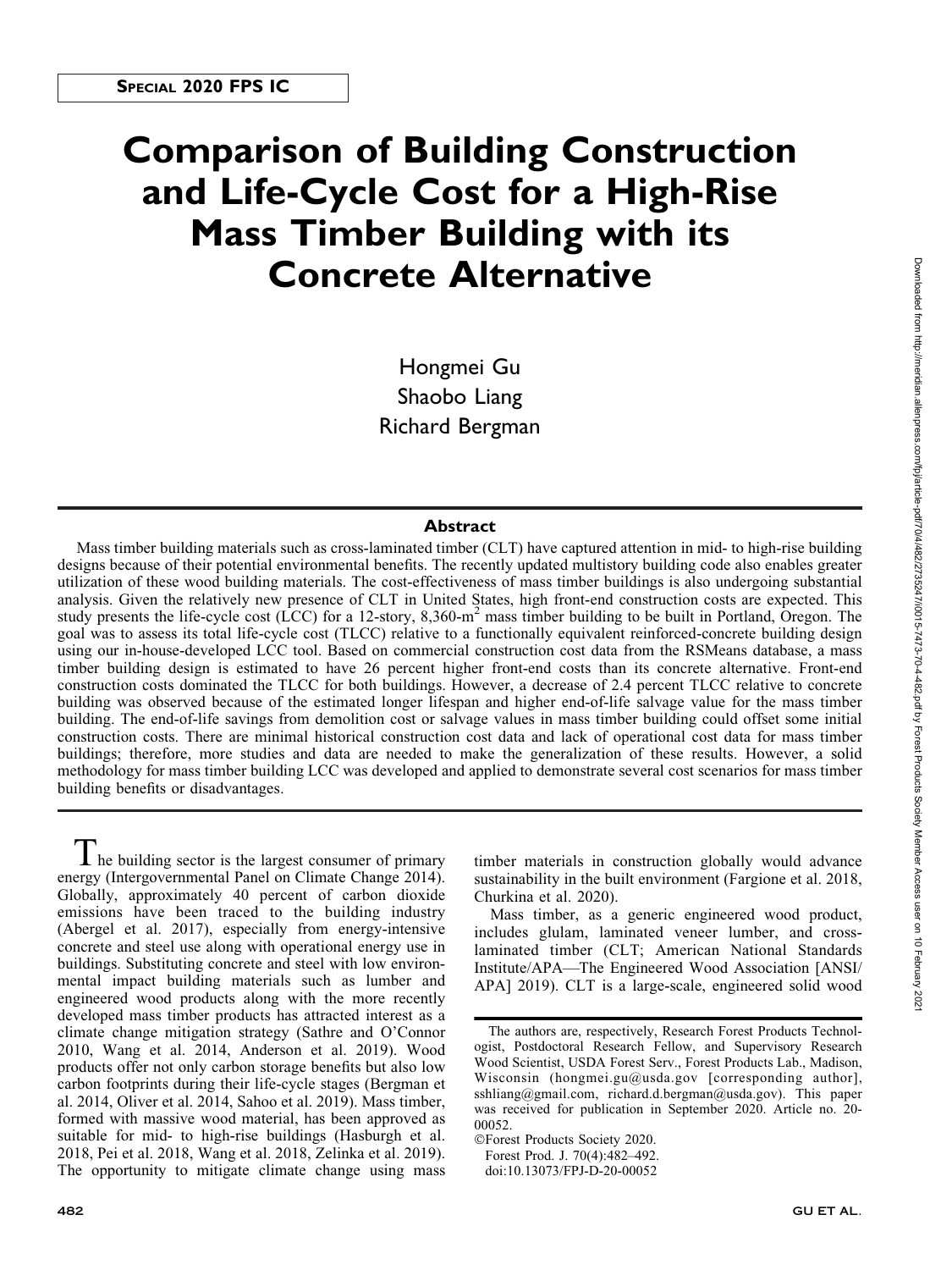**Special 2020 FPS IC**

# Comparison of Building Construction and Life-Cycle Cost for a High-Rise Mass Timber Building with its Concrete Alternative

Hongmei Gu
Shaobo Liang
Richard Bergman

## Abstract

Mass timber building materials such as cross-laminated timber (CLT) have captured attention in mid- to high-rise building designs because of their potential environmental benefits. The recently updated multistory building code also enables greater utilization of these wood building materials. The cost-effectiveness of mass timber buildings is also undergoing substantial analysis. Given the relatively new presence of CLT in United States, high front-end construction costs are expected. This study presents the life-cycle cost (LCC) for a 12-story, 8,360-$m^2$ mass timber building to be built in Portland, Oregon. The goal was to assess its total life-cycle cost (TLCC) relative to a functionally equivalent reinforced-concrete building design using our in-house-developed LCC tool. Based on commercial construction cost data from the RSMeans database, a mass timber building design is estimated to have 26 percent higher front-end costs than its concrete alternative. Front-end construction costs dominated the TLCC for both buildings. However, a decrease of 2.4 percent TLCC relative to concrete building was observed because of the estimated longer lifespan and higher end-of-life salvage value for the mass timber building. The end-of-life savings from demolition cost or salvage values in mass timber building could offset some initial construction costs. There are minimal historical construction cost data and lack of operational cost data for mass timber buildings; therefore, more studies and data are needed to make the generalization of these results. However, a solid methodology for mass timber building LCC was developed and applied to demonstrate several cost scenarios for mass timber building benefits or disadvantages.

The building sector is the largest consumer of primary energy (Intergovernmental Panel on Climate Change 2014). Globally, approximately 40 percent of carbon dioxide emissions have been traced to the building industry (Abergel et al. 2017), especially from energy-intensive concrete and steel use along with operational energy use in buildings. Substituting concrete and steel with low environmental impact building materials such as lumber and engineered wood products along with the more recently developed mass timber products has attracted interest as a climate change mitigation strategy (Sathre and O'Connor 2010, Wang et al. 2014, Anderson et al. 2019). Wood products offer not only carbon storage benefits but also low carbon footprints during their life-cycle stages (Bergman et al. 2014, Oliver et al. 2014, Sahoo et al. 2019). Mass timber, formed with massive wood material, has been approved as suitable for mid- to high-rise buildings (Hasburgh et al. 2018, Pei et al. 2018, Wang et al. 2018, Zelinka et al. 2019). The opportunity to mitigate climate change using mass timber materials in construction globally would advance sustainability in the built environment (Fargione et al. 2018, Churkina et al. 2020).

Mass timber, as a generic engineered wood product, includes glulam, laminated veneer lumber, and cross-laminated timber (CLT; American National Standards Institute/APA—The Engineered Wood Association [ANSI/APA] 2019). CLT is a large-scale, engineered solid wood

---

The authors are, respectively, Research Forest Products Technologist, Postdoctoral Research Fellow, and Supervisory Research Wood Scientist, USDA Forest Serv., Forest Products Lab., Madison, Wisconsin (hongmei.gu@usda.gov [corresponding author], sshliang@gmail.com, richard.d.bergman@usda.gov). This paper was received for publication in September 2020. Article no. 20-00052.

©Forest Products Society 2020.
Forest Prod. J. 70(4):482–492.
doi:10.13073/FPJ-D-20-00052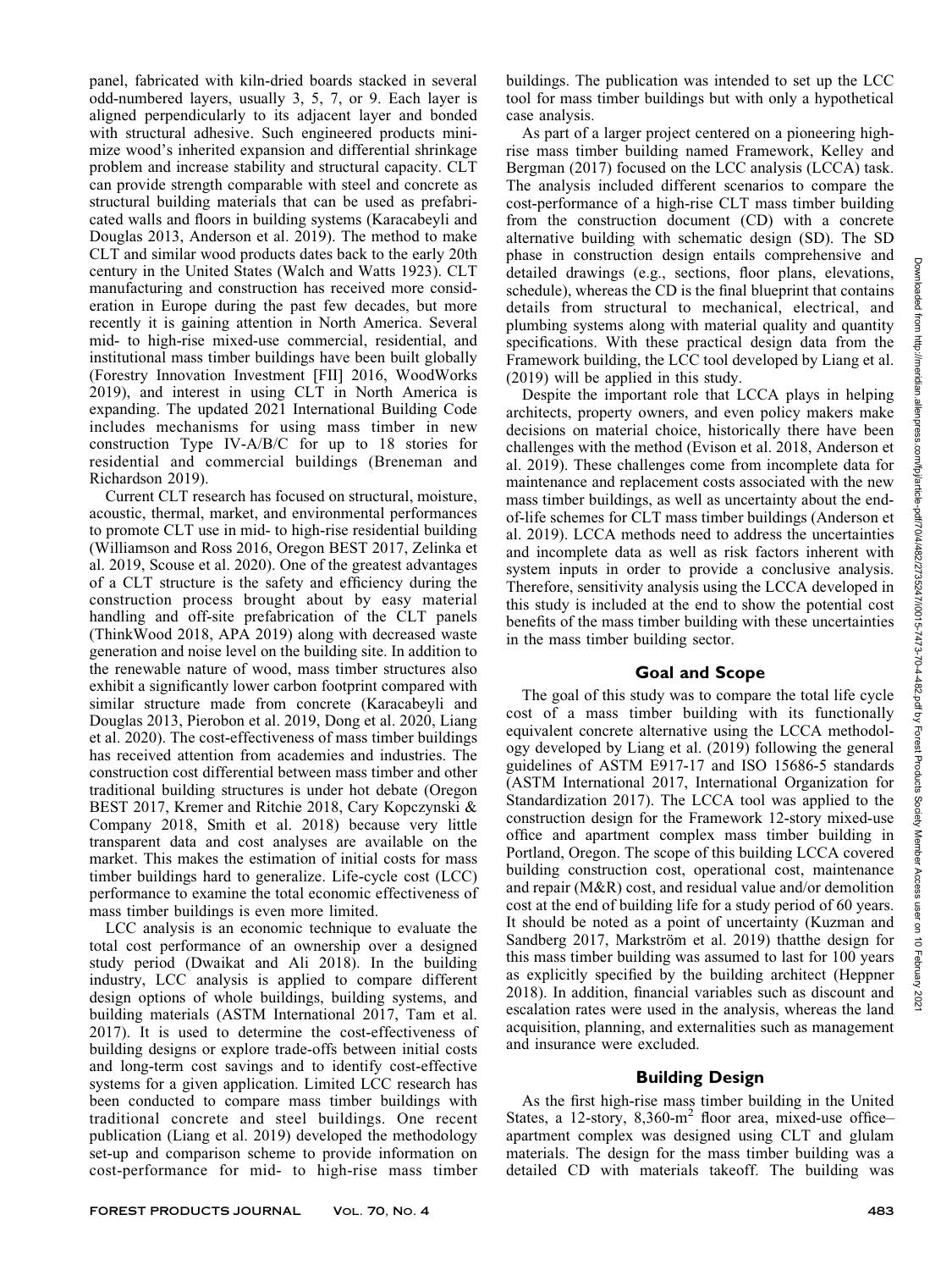panel, fabricated with kiln-dried boards stacked in several odd-numbered layers, usually 3, 5, 7, or 9. Each layer is aligned perpendicularly to its adjacent layer and bonded with structural adhesive. Such engineered products minimize wood's inherited expansion and differential shrinkage problem and increase stability and structural capacity. CLT can provide strength comparable with steel and concrete as structural building materials that can be used as prefabricated walls and floors in building systems (Karacabeyli and Douglas 2013, Anderson et al. 2019). The method to make CLT and similar wood products dates back to the early 20th century in the United States (Walch and Watts 1923). CLT manufacturing and construction has received more consideration in Europe during the past few decades, but more recently it is gaining attention in North America. Several mid- to high-rise mixed-use commercial, residential, and institutional mass timber buildings have been built globally (Forestry Innovation Investment [FII] 2016, WoodWorks 2019), and interest in using CLT in North America is expanding. The updated 2021 International Building Code includes mechanisms for using mass timber in new construction Type IV-A/B/C for up to 18 stories for residential and commercial buildings (Breneman and Richardson 2019).

Current CLT research has focused on structural, moisture, acoustic, thermal, market, and environmental performances to promote CLT use in mid- to high-rise residential building (Williamson and Ross 2016, Oregon BEST 2017, Zelinka et al. 2019, Scouse et al. 2020). One of the greatest advantages of a CLT structure is the safety and efficiency during the construction process brought about by easy material handling and off-site prefabrication of the CLT panels (ThinkWood 2018, APA 2019) along with decreased waste generation and noise level on the building site. In addition to the renewable nature of wood, mass timber structures also exhibit a significantly lower carbon footprint compared with similar structure made from concrete (Karacabeyli and Douglas 2013, Pierobon et al. 2019, Dong et al. 2020, Liang et al. 2020). The cost-effectiveness of mass timber buildings has received attention from academies and industries. The construction cost differential between mass timber and other traditional building structures is under hot debate (Oregon BEST 2017, Kremer and Ritchie 2018, Cary Kopczynski & Company 2018, Smith et al. 2018) because very little transparent data and cost analyses are available on the market. This makes the estimation of initial costs for mass timber buildings hard to generalize. Life-cycle cost (LCC) performance to examine the total economic effectiveness of mass timber buildings is even more limited.

LCC analysis is an economic technique to evaluate the total cost performance of an ownership over a designed study period (Dwaikat and Ali 2018). In the building industry, LCC analysis is applied to compare different design options of whole buildings, building systems, and building materials (ASTM International 2017, Tam et al. 2017). It is used to determine the cost-effectiveness of building designs or explore trade-offs between initial costs and long-term cost savings and to identify cost-effective systems for a given application. Limited LCC research has been conducted to compare mass timber buildings with traditional concrete and steel buildings. One recent publication (Liang et al. 2019) developed the methodology set-up and comparison scheme to provide information on cost-performance for mid- to high-rise mass timber buildings. The publication was intended to set up the LCC tool for mass timber buildings but with only a hypothetical case analysis.

As part of a larger project centered on a pioneering high-rise mass timber building named Framework, Kelley and Bergman (2017) focused on the LCC analysis (LCCA) task. The analysis included different scenarios to compare the cost-performance of a high-rise CLT mass timber building from the construction document (CD) with a concrete alternative building with schematic design (SD). The SD phase in construction design entails comprehensive and detailed drawings (e.g., sections, floor plans, elevations, schedule), whereas the CD is the final blueprint that contains details from structural to mechanical, electrical, and plumbing systems along with material quality and quantity specifications. With these practical design data from the Framework building, the LCC tool developed by Liang et al. (2019) will be applied in this study.

Despite the important role that LCCA plays in helping architects, property owners, and even policy makers make decisions on material choice, historically there have been challenges with the method (Evison et al. 2018, Anderson et al. 2019). These challenges come from incomplete data for maintenance and replacement costs associated with the new mass timber buildings, as well as uncertainty about the end-of-life schemes for CLT mass timber buildings (Anderson et al. 2019). LCCA methods need to address the uncertainties and incomplete data as well as risk factors inherent with system inputs in order to provide a conclusive analysis. Therefore, sensitivity analysis using the LCCA developed in this study is included at the end to show the potential cost benefits of the mass timber building with these uncertainties in the mass timber building sector.

## Goal and Scope

The goal of this study was to compare the total life cycle cost of a mass timber building with its functionally equivalent concrete alternative using the LCCA methodology developed by Liang et al. (2019) following the general guidelines of ASTM E917-17 and ISO 15686-5 standards (ASTM International 2017, International Organization for Standardization 2017). The LCCA tool was applied to the construction design for the Framework 12-story mixed-use office and apartment complex mass timber building in Portland, Oregon. The scope of this building LCCA covered building construction cost, operational cost, maintenance and repair (M&R) cost, and residual value and/or demolition cost at the end of building life for a study period of 60 years. It should be noted as a point of uncertainty (Kuzman and Sandberg 2017, Markström et al. 2019) thatthe design for this mass timber building was assumed to last for 100 years as explicitly specified by the building architect (Heppner 2018). In addition, financial variables such as discount and escalation rates were used in the analysis, whereas the land acquisition, planning, and externalities such as management and insurance were excluded.

## Building Design

As the first high-rise mass timber building in the United States, a 12-story, 8,360-m$^2$ floor area, mixed-use office–apartment complex was designed using CLT and glulam materials. The design for the mass timber building was a detailed CD with materials takeoff. The building was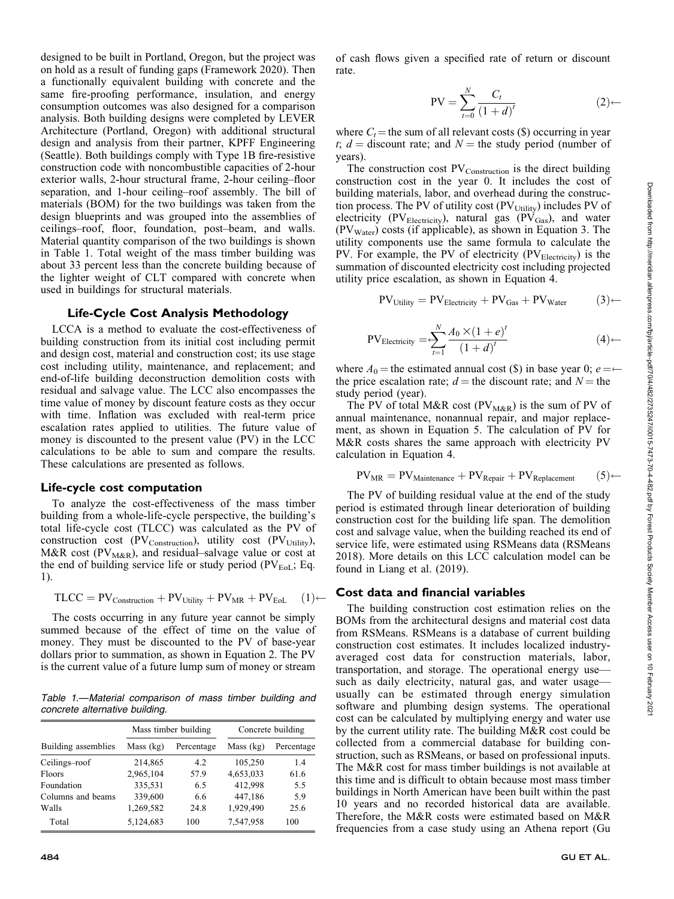designed to be built in Portland, Oregon, but the project was on hold as a result of funding gaps (Framework 2020). Then a functionally equivalent building with concrete and the same fire-proofing performance, insulation, and energy consumption outcomes was also designed for a comparison analysis. Both building designs were completed by LEVER Architecture (Portland, Oregon) with additional structural design and analysis from their partner, KPFF Engineering (Seattle). Both buildings comply with Type 1B fire-resistive construction code with noncombustible capacities of 2-hour exterior walls, 2-hour structural frame, 2-hour ceiling–floor separation, and 1-hour ceiling–roof assembly. The bill of materials (BOM) for the two buildings was taken from the design blueprints and was grouped into the assemblies of ceilings–roof, floor, foundation, post–beam, and walls. Material quantity comparison of the two buildings is shown in Table 1. Total weight of the mass timber building was about 33 percent less than the concrete building because of the lighter weight of CLT compared with concrete when used in buildings for structural materials.

## Life-Cycle Cost Analysis Methodology

LCCA is a method to evaluate the cost-effectiveness of building construction from its initial cost including permit and design cost, material and construction cost; its use stage cost including utility, maintenance, and replacement; and end-of-life building deconstruction demolition costs with residual and salvage value. The LCC also encompasses the time value of money by discount feature costs as they occur with time. Inflation was excluded with real-term price escalation rates applied to utilities. The future value of money is discounted to the present value (PV) in the LCC calculations to be able to sum and compare the results. These calculations are presented as follows.

### Life-cycle cost computation

To analyze the cost-effectiveness of the mass timber building from a whole-life-cycle perspective, the building's total life-cycle cost (TLCC) was calculated as the PV of construction cost ($PV_{Construction}$), utility cost ($PV_{Utility}$), M&R cost ($PV_{M\&R}$), and residual–salvage value or cost at the end of building service life or study period ($PV_{EoL}$; Eq. 1).

$$\mathrm{TLCC} = \mathrm{PV_{Construction}} + \mathrm{PV_{Utility}} + \mathrm{PV_{MR}} + \mathrm{PV_{EoL}} \quad (1)$$

The costs occurring in any future year cannot be simply summed because of the effect of time on the value of money. They must be discounted to the PV of base-year dollars prior to summation, as shown in Equation 2. The PV is the current value of a future lump sum of money or stream of cash flows given a specified rate of return or discount rate.

$$\mathrm{PV} = \sum_{t=0}^{N} \frac{C_t}{(1+d)^t} \quad (2)$$

where $C_t$ = the sum of all relevant costs ($) occurring in year $t$; $d$ = discount rate; and $N$ = the study period (number of years).

The construction cost $PV_{Construction}$ is the direct building construction cost in the year 0. It includes the cost of building materials, labor, and overhead during the construction process. The PV of utility cost ($PV_{Utility}$) includes PV of electricity ($PV_{Electricity}$), natural gas ($PV_{Gas}$), and water ($PV_{Water}$) costs (if applicable), as shown in Equation 3. The utility components use the same formula to calculate the PV. For example, the PV of electricity ($PV_{Electricity}$) is the summation of discounted electricity cost including projected utility price escalation, as shown in Equation 4.

$$\mathrm{PV_{Utility}} = \mathrm{PV_{Electricity}} + \mathrm{PV_{Gas}} + \mathrm{PV_{Water}} \quad (3)$$

$$\mathrm{PV_{Electricity}} = \sum_{t=1}^{N} \frac{A_0 \times (1+e)^t}{(1+d)^t} \quad (4)$$

where $A_0$ = the estimated annual cost ($) in base year 0; $e$ = the price escalation rate; $d$ = the discount rate; and $N$ = the study period (year).

The PV of total M&R cost ($PV_{M\&R}$) is the sum of PV of annual maintenance, nonannual repair, and major replacement, as shown in Equation 5. The calculation of PV for M&R costs shares the same approach with electricity PV calculation in Equation 4.

$$\mathrm{PV_{MR}} = \mathrm{PV_{Maintenance}} + \mathrm{PV_{Repair}} + \mathrm{PV_{Replacement}} \quad (5)$$

The PV of building residual value at the end of the study period is estimated through linear deterioration of building construction cost for the building life span. The demolition cost and salvage value, when the building reached its end of service life, were estimated using RSMeans data (RSMeans 2018). More details on this LCC calculation model can be found in Liang et al. (2019).

### Cost data and financial variables

The building construction cost estimation relies on the BOMs from the architectural designs and material cost data from RSMeans. RSMeans is a database of current building construction cost estimates. It includes localized industry-averaged cost data for construction materials, labor, transportation, and storage. The operational energy use—such as daily electricity, natural gas, and water usage—usually can be estimated through energy simulation software and plumbing design systems. The operational cost can be calculated by multiplying energy and water use by the current utility rate. The building M&R cost could be collected from a commercial database for building construction, such as RSMeans, or based on professional inputs. The M&R cost for mass timber buildings is not available at this time and is difficult to obtain because most mass timber buildings in North American have been built within the past 10 years and no recorded historical data are available. Therefore, the M&R costs were estimated based on M&R frequencies from a case study using an Athena report (Gu

*Table 1.—Material comparison of mass timber building and concrete alternative building.*

| | Mass timber building | | Concrete building | |
|---|---|---|---|---|
| Building assemblies | Mass (kg) | Percentage | Mass (kg) | Percentage |
| Ceilings–roof | 214,865 | 4.2 | 105,250 | 1.4 |
| Floors | 2,965,104 | 57.9 | 4,653,033 | 61.6 |
| Foundation | 335,531 | 6.5 | 412,998 | 5.5 |
| Columns and beams | 339,600 | 6.6 | 447,186 | 5.9 |
| Walls | 1,269,582 | 24.8 | 1,929,490 | 25.6 |
| Total | 5,124,683 | 100 | 7,547,958 | 100 |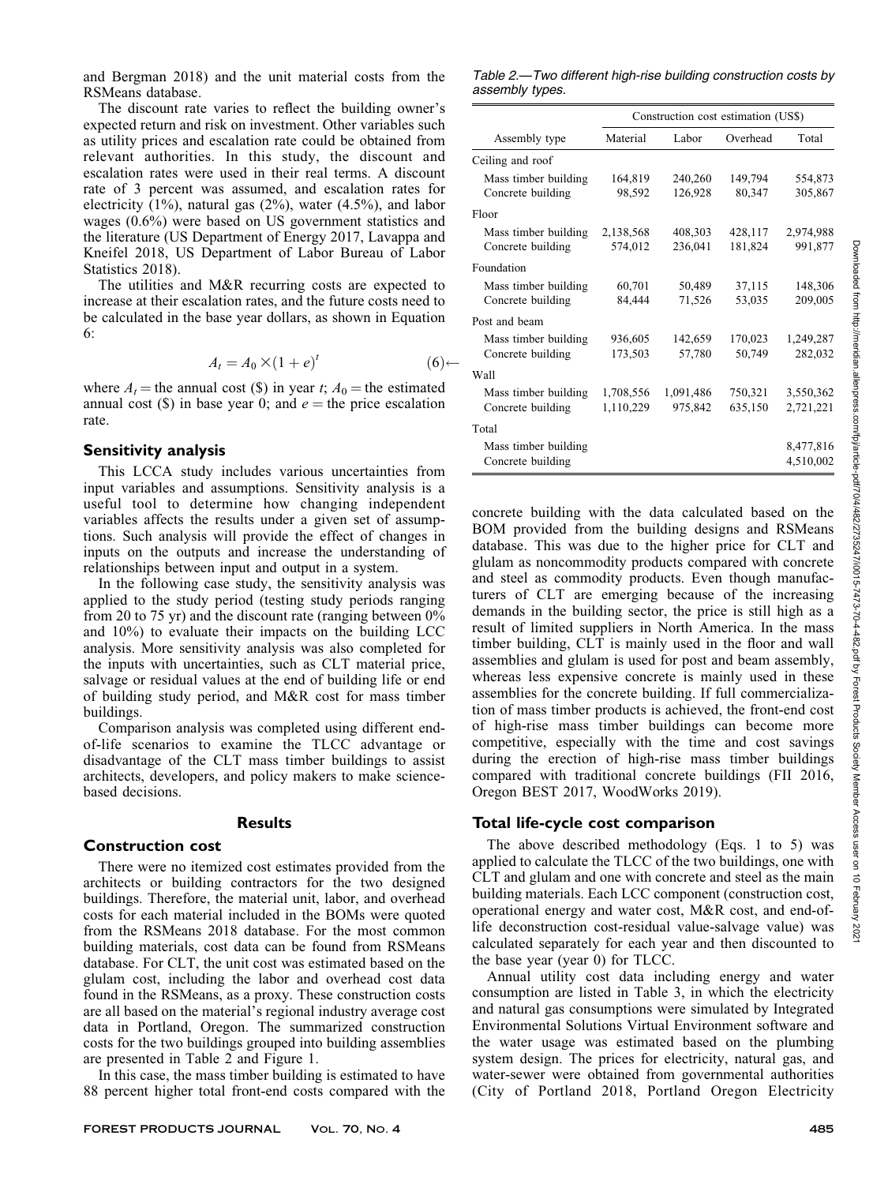and Bergman 2018) and the unit material costs from the RSMeans database.

The discount rate varies to reflect the building owner's expected return and risk on investment. Other variables such as utility prices and escalation rate could be obtained from relevant authorities. In this study, the discount and escalation rates were used in their real terms. A discount rate of 3 percent was assumed, and escalation rates for electricity (1%), natural gas (2%), water (4.5%), and labor wages (0.6%) were based on US government statistics and the literature (US Department of Energy 2017, Lavappa and Kneifel 2018, US Department of Labor Bureau of Labor Statistics 2018).

The utilities and M&R recurring costs are expected to increase at their escalation rates, and the future costs need to be calculated in the base year dollars, as shown in Equation 6:

$$A_t = A_0 \times (1 + e)^t \tag{6}$$

where $A_t$ = the annual cost ($) in year $t$; $A_0$ = the estimated annual cost ($) in base year 0; and $e$ = the price escalation rate.

### Sensitivity analysis

This LCCA study includes various uncertainties from input variables and assumptions. Sensitivity analysis is a useful tool to determine how changing independent variables affects the results under a given set of assumptions. Such analysis will provide the effect of changes in inputs on the outputs and increase the understanding of relationships between input and output in a system.

In the following case study, the sensitivity analysis was applied to the study period (testing study periods ranging from 20 to 75 yr) and the discount rate (ranging between 0% and 10%) to evaluate their impacts on the building LCC analysis. More sensitivity analysis was also completed for the inputs with uncertainties, such as CLT material price, salvage or residual values at the end of building life or end of building study period, and M&R cost for mass timber buildings.

Comparison analysis was completed using different end-of-life scenarios to examine the TLCC advantage or disadvantage of the CLT mass timber buildings to assist architects, developers, and policy makers to make science-based decisions.

## Results

### Construction cost

There were no itemized cost estimates provided from the architects or building contractors for the two designed buildings. Therefore, the material unit, labor, and overhead costs for each material included in the BOMs were quoted from the RSMeans 2018 database. For the most common building materials, cost data can be found from RSMeans database. For CLT, the unit cost was estimated based on the glulam cost, including the labor and overhead cost data found in the RSMeans, as a proxy. These construction costs are all based on the material's regional industry average cost data in Portland, Oregon. The summarized construction costs for the two buildings grouped into building assemblies are presented in Table 2 and Figure 1.

In this case, the mass timber building is estimated to have 88 percent higher total front-end costs compared with the concrete building with the data calculated based on the BOM provided from the building designs and RSMeans database. This was due to the higher price for CLT and glulam as noncommodity products compared with concrete and steel as commodity products. Even though manufacturers of CLT are emerging because of the increasing demands in the building sector, the price is still high as a result of limited suppliers in North America. In the mass timber building, CLT is mainly used in the floor and wall assemblies and glulam is used for post and beam assembly, whereas less expensive concrete is mainly used in these assemblies for the concrete building. If full commercialization of mass timber products is achieved, the front-end cost of high-rise mass timber buildings can become more competitive, especially with the time and cost savings during the erection of high-rise mass timber buildings compared with traditional concrete buildings (FII 2016, Oregon BEST 2017, WoodWorks 2019).

*Table 2.—Two different high-rise building construction costs by assembly types.*

| | Construction cost estimation (US$) | | | |
|---|---|---|---|---|
| Assembly type | Material | Labor | Overhead | Total |
| Ceiling and roof | | | | |
| Mass timber building | 164,819 | 240,260 | 149,794 | 554,873 |
| Concrete building | 98,592 | 126,928 | 80,347 | 305,867 |
| Floor | | | | |
| Mass timber building | 2,138,568 | 408,303 | 428,117 | 2,974,988 |
| Concrete building | 574,012 | 236,041 | 181,824 | 991,877 |
| Foundation | | | | |
| Mass timber building | 60,701 | 50,489 | 37,115 | 148,306 |
| Concrete building | 84,444 | 71,526 | 53,035 | 209,005 |
| Post and beam | | | | |
| Mass timber building | 936,605 | 142,659 | 170,023 | 1,249,287 |
| Concrete building | 173,503 | 57,780 | 50,749 | 282,032 |
| Wall | | | | |
| Mass timber building | 1,708,556 | 1,091,486 | 750,321 | 3,550,362 |
| Concrete building | 1,110,229 | 975,842 | 635,150 | 2,721,221 |
| Total | | | | |
| Mass timber building | | | | 8,477,816 |
| Concrete building | | | | 4,510,002 |

### Total life-cycle cost comparison

The above described methodology (Eqs. 1 to 5) was applied to calculate the TLCC of the two buildings, one with CLT and glulam and one with concrete and steel as the main building materials. Each LCC component (construction cost, operational energy and water cost, M&R cost, and end-of-life deconstruction cost-residual value-salvage value) was calculated separately for each year and then discounted to the base year (year 0) for TLCC.

Annual utility cost data including energy and water consumption are listed in Table 3, in which the electricity and natural gas consumptions were simulated by Integrated Environmental Solutions Virtual Environment software and the water usage was estimated based on the plumbing system design. The prices for electricity, natural gas, and water-sewer were obtained from governmental authorities (City of Portland 2018, Portland Oregon Electricity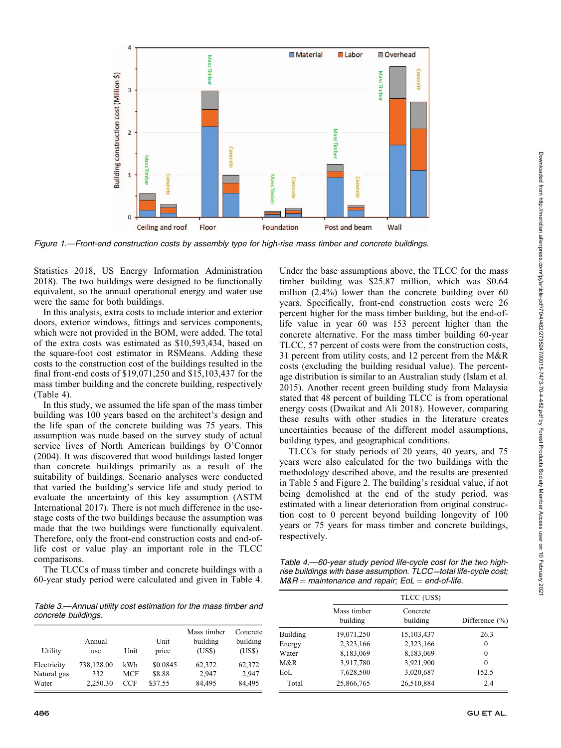Figure 1.—Front-end construction costs by assembly type for high-rise mass timber and concrete buildings.

Statistics 2018, US Energy Information Administration 2018). The two buildings were designed to be functionally equivalent, so the annual operational energy and water use were the same for both buildings.

In this analysis, extra costs to include interior and exterior doors, exterior windows, fittings and services components, which were not provided in the BOM, were added. The total of the extra costs was estimated as $10,593,434, based on the square-foot cost estimator in RSMeans. Adding these costs to the construction cost of the buildings resulted in the final front-end costs of $19,071,250 and $15,103,437 for the mass timber building and the concrete building, respectively (Table 4).

In this study, we assumed the life span of the mass timber building was 100 years based on the architect's design and the life span of the concrete building was 75 years. This assumption was made based on the survey study of actual service lives of North American buildings by O'Connor (2004). It was discovered that wood buildings lasted longer than concrete buildings primarily as a result of the suitability of buildings. Scenario analyses were conducted that varied the building's service life and study period to evaluate the uncertainty of this key assumption (ASTM International 2017). There is not much difference in the use-stage costs of the two buildings because the assumption was made that the two buildings were functionally equivalent. Therefore, only the front-end construction costs and end-of-life cost or value play an important role in the TLCC comparisons.

The TLCCs of mass timber and concrete buildings with a 60-year study period were calculated and given in Table 4.

Table 3.—Annual utility cost estimation for the mass timber and concrete buildings.

| Utility | Annual use | Unit | Unit price | Mass timber building (US$) | Concrete building (US$) |
|---|---|---|---|---|---|
| Electricity | 738,128.00 | kWh | $0.0845 | 62,372 | 62,372 |
| Natural gas | 332 | MCF | $8.88 | 2,947 | 2,947 |
| Water | 2,250.30 | CCF | $37.55 | 84,495 | 84,495 |

Under the base assumptions above, the TLCC for the mass timber building was $25.87 million, which was $0.64 million (2.4%) lower than the concrete building over 60 years. Specifically, front-end construction costs were 26 percent higher for the mass timber building, but the end-of-life value in year 60 was 153 percent higher than the concrete alternative. For the mass timber building 60-year TLCC, 57 percent of costs were from the construction costs, 31 percent from utility costs, and 12 percent from the M&R costs (excluding the building residual value). The percentage distribution is similar to an Australian study (Islam et al. 2015). Another recent green building study from Malaysia stated that 48 percent of building TLCC is from operational energy costs (Dwaikat and Ali 2018). However, comparing these results with other studies in the literature creates uncertainties because of the different model assumptions, building types, and geographical conditions.

TLCCs for study periods of 20 years, 40 years, and 75 years were also calculated for the two buildings with the methodology described above, and the results are presented in Table 5 and Figure 2. The building's residual value, if not being demolished at the end of the study period, was estimated with a linear deterioration from original construction cost to 0 percent beyond building longevity of 100 years or 75 years for mass timber and concrete buildings, respectively.

Table 4.—60-year study period life-cycle cost for the two high-rise buildings with base assumption. TLCC = total life-cycle cost; M&R = maintenance and repair; EoL = end-of-life.

| | TLCC (US$) | | |
|---|---|---|---|
| | Mass timber building | Concrete building | Difference (%) |
| Building | 19,071,250 | 15,103,437 | 26.3 |
| Energy | 2,323,166 | 2,323,166 | 0 |
| Water | 8,183,069 | 8,183,069 | 0 |
| M&R | 3,917,780 | 3,921,900 | 0 |
| EoL | 7,628,500 | 3,020,687 | 152.5 |
| Total | 25,866,765 | 26,510,884 | 2.4 |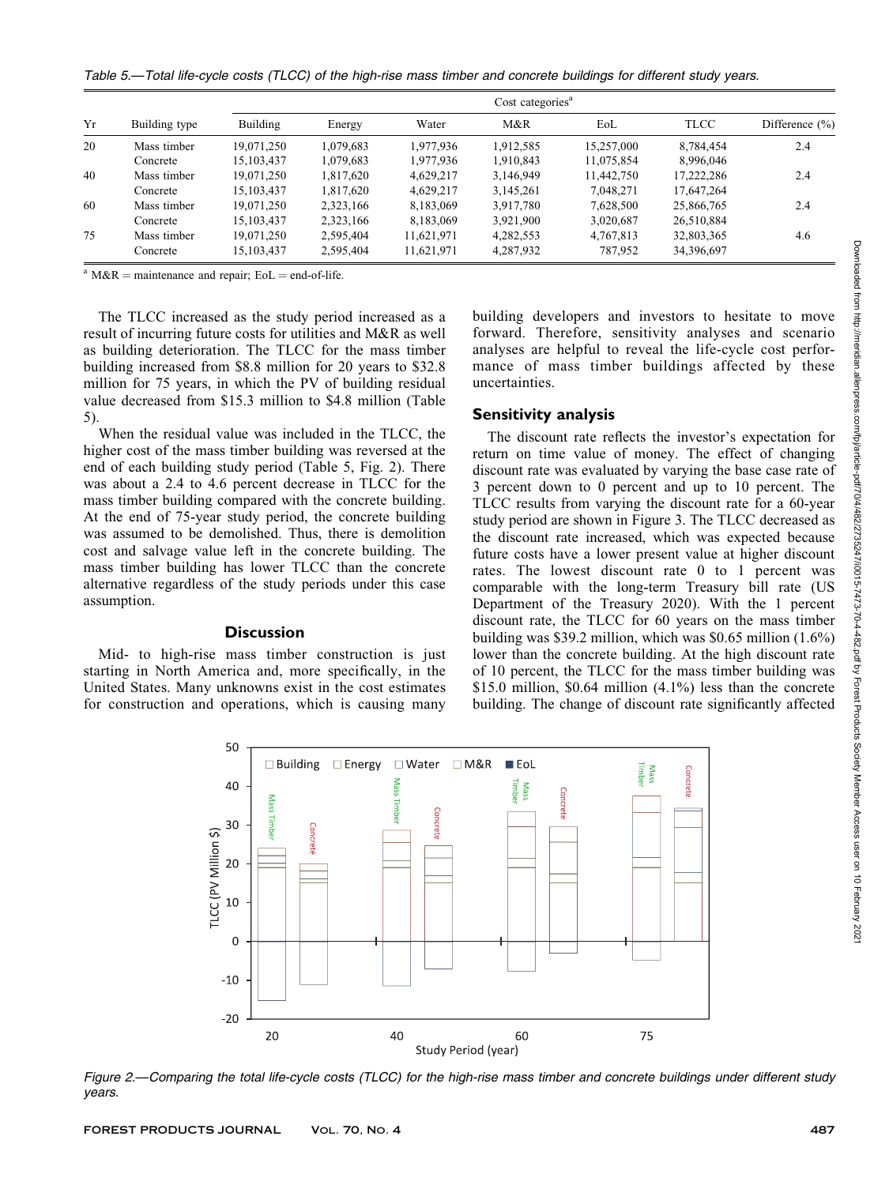Table 5.—Total life-cycle costs (TLCC) of the high-rise mass timber and concrete buildings for different study years.

| Yr | Building type | Cost categories[a] | | | | | | |
|---|---|---|---|---|---|---|---|---|
| | | Building | Energy | Water | M&R | EoL | TLCC | Difference (%) |
| 20 | Mass timber | 19,071,250 | 1,079,683 | 1,977,936 | 1,912,585 | 15,257,000 | 8,784,454 | 2.4 |
| | Concrete | 15,103,437 | 1,079,683 | 1,977,936 | 1,910,843 | 11,075,854 | 8,996,046 | |
| 40 | Mass timber | 19,071,250 | 1,817,620 | 4,629,217 | 3,146,949 | 11,442,750 | 17,222,286 | 2.4 |
| | Concrete | 15,103,437 | 1,817,620 | 4,629,217 | 3,145,261 | 7,048,271 | 17,647,264 | |
| 60 | Mass timber | 19,071,250 | 2,323,166 | 8,183,069 | 3,917,780 | 7,628,500 | 25,866,765 | 2.4 |
| | Concrete | 15,103,437 | 2,323,166 | 8,183,069 | 3,921,900 | 3,020,687 | 26,510,884 | |
| 75 | Mass timber | 19,071,250 | 2,595,404 | 11,621,971 | 4,282,553 | 4,767,813 | 32,803,365 | 4.6 |
| | Concrete | 15,103,437 | 2,595,404 | 11,621,971 | 4,287,932 | 787,952 | 34,396,697 | |

[a] M&R = maintenance and repair; EoL = end-of-life.

The TLCC increased as the study period increased as a result of incurring future costs for utilities and M&R as well as building deterioration. The TLCC for the mass timber building increased from \$8.8 million for 20 years to \$32.8 million for 75 years, in which the PV of building residual value decreased from \$15.3 million to \$4.8 million (Table 5).

When the residual value was included in the TLCC, the higher cost of the mass timber building was reversed at the end of each building study period (Table 5, Fig. 2). There was about a 2.4 to 4.6 percent decrease in TLCC for the mass timber building compared with the concrete building. At the end of 75-year study period, the concrete building was assumed to be demolished. Thus, there is demolition cost and salvage value left in the concrete building. The mass timber building has lower TLCC than the concrete alternative regardless of the study periods under this case assumption.

## Discussion

Mid- to high-rise mass timber construction is just starting in North America and, more specifically, in the United States. Many unknowns exist in the cost estimates for construction and operations, which is causing many building developers and investors to hesitate to move forward. Therefore, sensitivity analyses and scenario analyses are helpful to reveal the life-cycle cost performance of mass timber buildings affected by these uncertainties.

### Sensitivity analysis

The discount rate reflects the investor's expectation for return on time value of money. The effect of changing discount rate was evaluated by varying the base case rate of 3 percent down to 0 percent and up to 10 percent. The TLCC results from varying the discount rate for a 60-year study period are shown in Figure 3. The TLCC decreased as the discount rate increased, which was expected because future costs have a lower present value at higher discount rates. The lowest discount rate 0 to 1 percent was comparable with the long-term Treasury bill rate (US Department of the Treasury 2020). With the 1 percent discount rate, the TLCC for 60 years on the mass timber building was \$39.2 million, which was \$0.65 million (1.6%) lower than the concrete building. At the high discount rate of 10 percent, the TLCC for the mass timber building was \$15.0 million, \$0.64 million (4.1%) less than the concrete building. The change of discount rate significantly affected

Figure 2.—Comparing the total life-cycle costs (TLCC) for the high-rise mass timber and concrete buildings under different study years.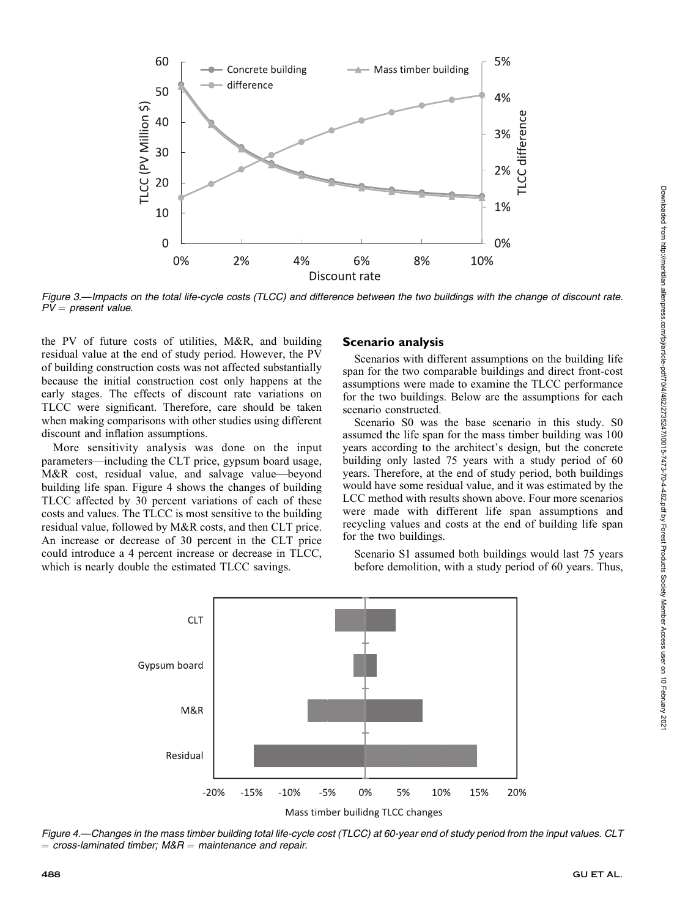Figure 3.—Impacts on the total life-cycle costs (TLCC) and difference between the two buildings with the change of discount rate. PV = present value.

the PV of future costs of utilities, M&R, and building residual value at the end of study period. However, the PV of building construction costs was not affected substantially because the initial construction cost only happens at the early stages. The effects of discount rate variations on TLCC were significant. Therefore, care should be taken when making comparisons with other studies using different discount and inflation assumptions.

More sensitivity analysis was done on the input parameters—including the CLT price, gypsum board usage, M&R cost, residual value, and salvage value—beyond building life span. Figure 4 shows the changes of building TLCC affected by 30 percent variations of each of these costs and values. The TLCC is most sensitive to the building residual value, followed by M&R costs, and then CLT price. An increase or decrease of 30 percent in the CLT price could introduce a 4 percent increase or decrease in TLCC, which is nearly double the estimated TLCC savings.

## Scenario analysis

Scenarios with different assumptions on the building life span for the two comparable buildings and direct front-cost assumptions were made to examine the TLCC performance for the two buildings. Below are the assumptions for each scenario constructed.

Scenario S0 was the base scenario in this study. S0 assumed the life span for the mass timber building was 100 years according to the architect's design, but the concrete building only lasted 75 years with a study period of 60 years. Therefore, at the end of study period, both buildings would have some residual value, and it was estimated by the LCC method with results shown above. Four more scenarios were made with different life span assumptions and recycling values and costs at the end of building life span for the two buildings.

Scenario S1 assumed both buildings would last 75 years before demolition, with a study period of 60 years. Thus,

Figure 4.—Changes in the mass timber building total life-cycle cost (TLCC) at 60-year end of study period from the input values. CLT = cross-laminated timber; M&R = maintenance and repair.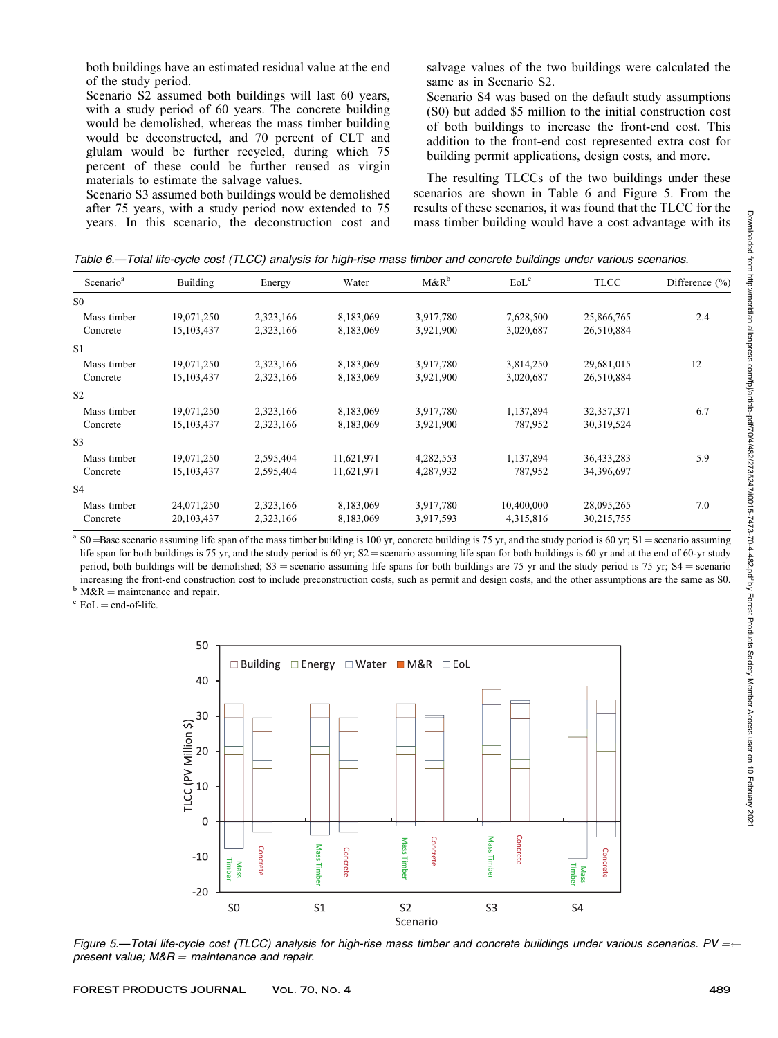both buildings have an estimated residual value at the end of the study period.

Scenario S2 assumed both buildings will last 60 years, with a study period of 60 years. The concrete building would be demolished, whereas the mass timber building would be deconstructed, and 70 percent of CLT and glulam would be further recycled, during which 75 percent of these could be further reused as virgin materials to estimate the salvage values.

Scenario S3 assumed both buildings would be demolished after 75 years, with a study period now extended to 75 years. In this scenario, the deconstruction cost and salvage values of the two buildings were calculated the same as in Scenario S2.

Scenario S4 was based on the default study assumptions (S0) but added $5 million to the initial construction cost of both buildings to increase the front-end cost. This addition to the front-end cost represented extra cost for building permit applications, design costs, and more.

The resulting TLCCs of the two buildings under these scenarios are shown in Table 6 and Figure 5. From the results of these scenarios, it was found that the TLCC for the mass timber building would have a cost advantage with its

*Table 6.—Total life-cycle cost (TLCC) analysis for high-rise mass timber and concrete buildings under various scenarios.*

| Scenario[a] | Building | Energy | Water | M&R[b] | EoL[c] | TLCC | Difference (%) |
|---|---|---|---|---|---|---|---|
| S0 | | | | | | | |
| Mass timber | 19,071,250 | 2,323,166 | 8,183,069 | 3,917,780 | 7,628,500 | 25,866,765 | 2.4 |
| Concrete | 15,103,437 | 2,323,166 | 8,183,069 | 3,921,900 | 3,020,687 | 26,510,884 | |
| S1 | | | | | | | |
| Mass timber | 19,071,250 | 2,323,166 | 8,183,069 | 3,917,780 | 3,814,250 | 29,681,015 | 12 |
| Concrete | 15,103,437 | 2,323,166 | 8,183,069 | 3,921,900 | 3,020,687 | 26,510,884 | |
| S2 | | | | | | | |
| Mass timber | 19,071,250 | 2,323,166 | 8,183,069 | 3,917,780 | 1,137,894 | 32,357,371 | 6.7 |
| Concrete | 15,103,437 | 2,323,166 | 8,183,069 | 3,921,900 | 787,952 | 30,319,524 | |
| S3 | | | | | | | |
| Mass timber | 19,071,250 | 2,595,404 | 11,621,971 | 4,282,553 | 1,137,894 | 36,433,283 | 5.9 |
| Concrete | 15,103,437 | 2,595,404 | 11,621,971 | 4,287,932 | 787,952 | 34,396,697 | |
| S4 | | | | | | | |
| Mass timber | 24,071,250 | 2,323,166 | 8,183,069 | 3,917,780 | 10,400,000 | 28,095,265 | 7.0 |
| Concrete | 20,103,437 | 2,323,166 | 8,183,069 | 3,917,593 | 4,315,816 | 30,215,755 | |

[a] S0 = Base scenario assuming life span of the mass timber building is 100 yr, concrete building is 75 yr, and the study period is 60 yr; S1 = scenario assuming life span for both buildings is 75 yr, and the study period is 60 yr; S2 = scenario assuming life span for both buildings is 60 yr and at the end of 60-yr study period, both buildings will be demolished; S3 = scenario assuming life spans for both buildings are 75 yr and the study period is 75 yr; S4 = scenario increasing the front-end construction cost to include preconstruction costs, such as permit and design costs, and the other assumptions are the same as S0.

[b] M&R = maintenance and repair.

[c] EoL = end-of-life.

*Figure 5.—Total life-cycle cost (TLCC) analysis for high-rise mass timber and concrete buildings under various scenarios. PV = present value; M&R = maintenance and repair.*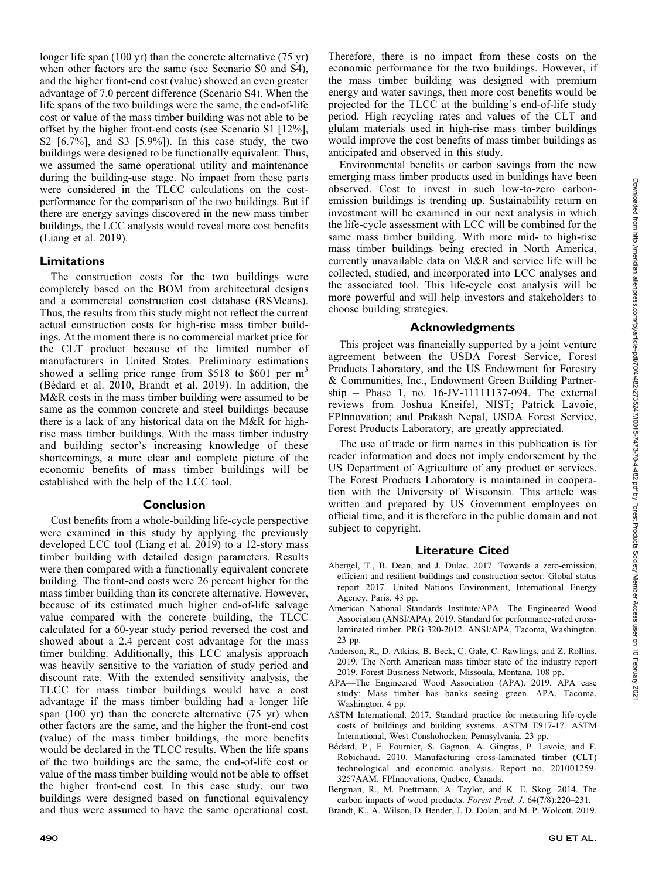longer life span (100 yr) than the concrete alternative (75 yr) when other factors are the same (see Scenario S0 and S4), and the higher front-end cost (value) showed an even greater advantage of 7.0 percent difference (Scenario S4). When the life spans of the two buildings were the same, the end-of-life cost or value of the mass timber building was not able to be offset by the higher front-end costs (see Scenario S1 [12%], S2 [6.7%], and S3 [5.9%]). In this case study, the two buildings were designed to be functionally equivalent. Thus, we assumed the same operational utility and maintenance during the building-use stage. No impact from these parts were considered in the TLCC calculations on the cost-performance for the comparison of the two buildings. But if there are energy savings discovered in the new mass timber buildings, the LCC analysis would reveal more cost benefits (Liang et al. 2019).

## Limitations

The construction costs for the two buildings were completely based on the BOM from architectural designs and a commercial construction cost database (RSMeans). Thus, the results from this study might not reflect the current actual construction costs for high-rise mass timber buildings. At the moment there is no commercial market price for the CLT product because of the limited number of manufacturers in United States. Preliminary estimations showed a selling price range from \$518 to \$601 per $m^3$ (Bédard et al. 2010, Brandt et al. 2019). In addition, the M&R costs in the mass timber building were assumed to be same as the common concrete and steel buildings because there is a lack of any historical data on the M&R for high-rise mass timber buildings. With the mass timber industry and building sector's increasing knowledge of these shortcomings, a more clear and complete picture of the economic benefits of mass timber buildings will be established with the help of the LCC tool.

## Conclusion

Cost benefits from a whole-building life-cycle perspective were examined in this study by applying the previously developed LCC tool (Liang et al. 2019) to a 12-story mass timber building with detailed design parameters. Results were then compared with a functionally equivalent concrete building. The front-end costs were 26 percent higher for the mass timber building than its concrete alternative. However, because of its estimated much higher end-of-life salvage value compared with the concrete building, the TLCC calculated for a 60-year study period reversed the cost and showed about a 2.4 percent cost advantage for the mass timer building. Additionally, this LCC analysis approach was heavily sensitive to the variation of study period and discount rate. With the extended sensitivity analysis, the TLCC for mass timber buildings would have a cost advantage if the mass timber building had a longer life span (100 yr) than the concrete alternative (75 yr) when other factors are the same, and the higher the front-end cost (value) of the mass timber buildings, the more benefits would be declared in the TLCC results. When the life spans of the two buildings are the same, the end-of-life cost or value of the mass timber building would not be able to offset the higher front-end cost. In this case study, our two buildings were designed based on functional equivalency and thus were assumed to have the same operational cost. Therefore, there is no impact from these costs on the economic performance for the two buildings. However, if the mass timber building was designed with premium energy and water savings, then more cost benefits would be projected for the TLCC at the building's end-of-life study period. High recycling rates and values of the CLT and glulam materials used in high-rise mass timber buildings would improve the cost benefits of mass timber buildings as anticipated and observed in this study.

Environmental benefits or carbon savings from the new emerging mass timber products used in buildings have been observed. Cost to invest in such low-to-zero carbon-emission buildings is trending up. Sustainability return on investment will be examined in our next analysis in which the life-cycle assessment with LCC will be combined for the same mass timber building. With more mid- to high-rise mass timber buildings being erected in North America, currently unavailable data on M&R and service life will be collected, studied, and incorporated into LCC analyses and the associated tool. This life-cycle cost analysis will be more powerful and will help investors and stakeholders to choose building strategies.

## Acknowledgments

This project was financially supported by a joint venture agreement between the USDA Forest Service, Forest Products Laboratory, and the US Endowment for Forestry & Communities, Inc., Endowment Green Building Partnership – Phase 1, no. 16-JV-11111137-094. The external reviews from Joshua Kneifel, NIST; Patrick Lavoie, FPInnovation; and Prakash Nepal, USDA Forest Service, Forest Products Laboratory, are greatly appreciated.

The use of trade or firm names in this publication is for reader information and does not imply endorsement by the US Department of Agriculture of any product or services. The Forest Products Laboratory is maintained in cooperation with the University of Wisconsin. This article was written and prepared by US Government employees on official time, and it is therefore in the public domain and not subject to copyright.

## Literature Cited

Abergel, T., B. Dean, and J. Dulac. 2017. Towards a zero-emission, efficient and resilient buildings and construction sector: Global status report 2017. United Nations Environment, International Energy Agency, Paris. 43 pp.

American National Standards Institute/APA—The Engineered Wood Association (ANSI/APA). 2019. Standard for performance-rated cross-laminated timber. PRG 320-2012. ANSI/APA, Tacoma, Washington. 23 pp.

Anderson, R., D. Atkins, B. Beck, C. Gale, C. Rawlings, and Z. Rollins. 2019. The North American mass timber state of the industry report 2019. Forest Business Network, Missoula, Montana. 108 pp.

APA—The Engineered Wood Association (APA). 2019. APA case study: Mass timber has banks seeing green. APA, Tacoma, Washington. 4 pp.

ASTM International. 2017. Standard practice for measuring life-cycle costs of buildings and building systems. ASTM E917-17. ASTM International, West Conshohocken, Pennsylvania. 23 pp.

Bédard, P., F. Fournier, S. Gagnon, A. Gingras, P. Lavoie, and F. Robichaud. 2010. Manufacturing cross-laminated timber (CLT) technological and economic analysis. Report no. 201001259-3257AAM. FPInnovations, Quebec, Canada.

Bergman, R., M. Puettmann, A. Taylor, and K. E. Skog. 2014. The carbon impacts of wood products. *Forest Prod. J.* 64(7/8):220–231.

Brandt, K., A. Wilson, D. Bender, J. D. Dolan, and M. P. Wolcott. 2019.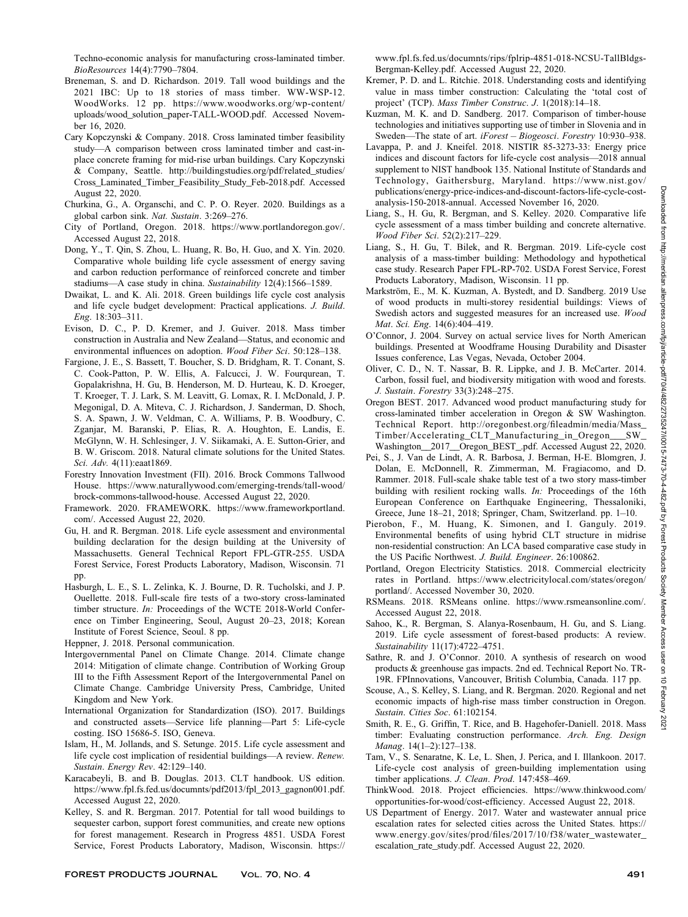Techno-economic analysis for manufacturing cross-laminated timber. *BioResources* 14(4):7790–7804.

Breneman, S. and D. Richardson. 2019. Tall wood buildings and the 2021 IBC: Up to 18 stories of mass timber. WW-WSP-12. WoodWorks. 12 pp. https://www.woodworks.org/wp-content/uploads/wood_solution_paper-TALL-WOOD.pdf. Accessed November 16, 2020.

Cary Kopczynski & Company. 2018. Cross laminated timber feasibility study—A comparison between cross laminated timber and cast-in-place concrete framing for mid-rise urban buildings. Cary Kopczynski & Company, Seattle. http://buildingstudies.org/pdf/related_studies/Cross_Laminated_Timber_Feasibility_Study_Feb-2018.pdf. Accessed August 22, 2020.

Churkina, G., A. Organschi, and C. P. O. Reyer. 2020. Buildings as a global carbon sink. *Nat. Sustain*. 3:269–276.

City of Portland, Oregon. 2018. https://www.portlandoregon.gov/. Accessed August 22, 2018.

Dong, Y., T. Qin, S. Zhou, L. Huang, R. Bo, H. Guo, and X. Yin. 2020. Comparative whole building life cycle assessment of energy saving and carbon reduction performance of reinforced concrete and timber stadiums—A case study in china. *Sustainability* 12(4):1566–1589.

Dwaikat, L. and K. Ali. 2018. Green buildings life cycle cost analysis and life cycle budget development: Practical applications. *J. Build. Eng*. 18:303–311.

Evison, D. C., P. D. Kremer, and J. Guiver. 2018. Mass timber construction in Australia and New Zealand—Status, and economic and environmental influences on adoption. *Wood Fiber Sci*. 50:128–138.

Fargione, J. E., S. Bassett, T. Boucher, S. D. Bridgham, R. T. Conant, S. C. Cook-Patton, P. W. Ellis, A. Falcucci, J. W. Fourqurean, T. Gopalakrishna, H. Gu, B. Henderson, M. D. Hurteau, K. D. Kroeger, T. Kroeger, T. J. Lark, S. M. Leavitt, G. Lomax, R. I. McDonald, J. P. Megonigal, D. A. Miteva, C. J. Richardson, J. Sanderman, D. Shoch, S. A. Spawn, J. W. Veldman, C. A. Williams, P. B. Woodbury, C. Zganjar, M. Baranski, P. Elias, R. A. Houghton, E. Landis, E. McGlynn, W. H. Schlesinger, J. V. Siikamaki, A. E. Sutton-Grier, and B. W. Griscom. 2018. Natural climate solutions for the United States. *Sci. Adv.* 4(11):eaat1869.

Forestry Innovation Investment (FII). 2016. Brock Commons Tallwood House. https://www.naturallywood.com/emerging-trends/tall-wood/brock-commons-tallwood-house. Accessed August 22, 2020.

Framework. 2020. FRAMEWORK. https://www.frameworkportland.com/. Accessed August 22, 2020.

Gu, H. and R. Bergman. 2018. Life cycle assessment and environmental building declaration for the design building at the University of Massachusetts. General Technical Report FPL-GTR-255. USDA Forest Service, Forest Products Laboratory, Madison, Wisconsin. 71 pp.

Hasburgh, L. E., S. L. Zelinka, K. J. Bourne, D. R. Tucholski, and J. P. Ouellette. 2018. Full-scale fire tests of a two-story cross-laminated timber structure. *In:* Proceedings of the WCTE 2018-World Conference on Timber Engineering, Seoul, August 20–23, 2018; Korean Institute of Forest Science, Seoul. 8 pp.

Heppner, J. 2018. Personal communication.

Intergovernmental Panel on Climate Change. 2014. Climate change 2014: Mitigation of climate change. Contribution of Working Group III to the Fifth Assessment Report of the Intergovernmental Panel on Climate Change. Cambridge University Press, Cambridge, United Kingdom and New York.

International Organization for Standardization (ISO). 2017. Buildings and constructed assets—Service life planning—Part 5: Life-cycle costing. ISO 15686-5. ISO, Geneva.

Islam, H., M. Jollands, and S. Setunge. 2015. Life cycle assessment and life cycle cost implication of residential buildings—A review. *Renew. Sustain. Energy Rev*. 42:129–140.

Karacabeyli, B. and B. Douglas. 2013. CLT handbook. US edition. https://www.fpl.fs.fed.us/documnts/pdf2013/fpl_2013_gagnon001.pdf. Accessed August 22, 2020.

Kelley, S. and R. Bergman. 2017. Potential for tall wood buildings to sequester carbon, support forest communities, and create new options for forest management. Research in Progress 4851. USDA Forest Service, Forest Products Laboratory, Madison, Wisconsin. https://www.fpl.fs.fed.us/documnts/rips/fplrip-4851-018-NCSU-TallBldgs-Bergman-Kelley.pdf. Accessed August 22, 2020.

Kremer, P. D. and L. Ritchie. 2018. Understanding costs and identifying value in mass timber construction: Calculating the 'total cost of project' (TCP). *Mass Timber Construc. J*. 1(2018):14–18.

Kuzman, M. K. and D. Sandberg. 2017. Comparison of timber-house technologies and initiatives supporting use of timber in Slovenia and in Sweden—The state of art. *iForest – Biogeosci. Forestry* 10:930–938.

Lavappa, P. and J. Kneifel. 2018. NISTIR 85-3273-33: Energy price indices and discount factors for life-cycle cost analysis—2018 annual supplement to NIST handbook 135. National Institute of Standards and Technology, Gaithersburg, Maryland. https://www.nist.gov/publications/energy-price-indices-and-discount-factors-life-cycle-cost-analysis-150-2018-annual. Accessed November 16, 2020.

Liang, S., H. Gu, R. Bergman, and S. Kelley. 2020. Comparative life cycle assessment of a mass timber building and concrete alternative. *Wood Fiber Sci*. 52(2):217–229.

Liang, S., H. Gu, T. Bilek, and R. Bergman. 2019. Life-cycle cost analysis of a mass-timber building: Methodology and hypothetical case study. Research Paper FPL-RP-702. USDA Forest Service, Forest Products Laboratory, Madison, Wisconsin. 11 pp.

Markström, E., M. K. Kuzman, A. Bystedt, and D. Sandberg. 2019 Use of wood products in multi-storey residential buildings: Views of Swedish actors and suggested measures for an increased use. *Wood Mat. Sci. Eng*. 14(6):404–419.

O'Connor, J. 2004. Survey on actual service lives for North American buildings. Presented at Woodframe Housing Durability and Disaster Issues conference, Las Vegas, Nevada, October 2004.

Oliver, C. D., N. T. Nassar, B. R. Lippke, and J. B. McCarter. 2014. Carbon, fossil fuel, and biodiversity mitigation with wood and forests. *J. Sustain. Forestry* 33(3):248–275.

Oregon BEST. 2017. Advanced wood product manufacturing study for cross-laminated timber acceleration in Oregon & SW Washington. Technical Report. http://oregonbest.org/fileadmin/media/Mass_Timber/Accelerating_CLT_Manufacturing_in_Oregon___SW_Washington__2017__Oregon_BEST_.pdf. Accessed August 22, 2020.

Pei, S., J. Van de Lindt, A. R. Barbosa, J. Berman, H-E. Blomgren, J. Dolan, E. McDonnell, R. Zimmerman, M. Fragiacomo, and D. Rammer. 2018. Full-scale shake table test of a two story mass-timber building with resilient rocking walls. *In:* Proceedings of the 16th European Conference on Earthquake Engineering, Thessaloniki, Greece, June 18–21, 2018; Springer, Cham, Switzerland. pp. 1–10.

Pierobon, F., M. Huang, K. Simonen, and I. Ganguly. 2019. Environmental benefits of using hybrid CLT structure in midrise non-residential construction: An LCA based comparative case study in the US Pacific Northwest. *J. Build. Engineer*. 26:100862.

Portland, Oregon Electricity Statistics. 2018. Commercial electricity rates in Portland. https://www.electricitylocal.com/states/oregon/portland/. Accessed November 30, 2020.

RSMeans. 2018. RSMeans online. https://www.rsmeansonline.com/. Accessed August 22, 2018.

Sahoo, K., R. Bergman, S. Alanya-Rosenbaum, H. Gu, and S. Liang. 2019. Life cycle assessment of forest-based products: A review. *Sustainability* 11(17):4722–4751.

Sathre, R. and J. O'Connor. 2010. A synthesis of research on wood products & greenhouse gas impacts. 2nd ed. Technical Report No. TR-19R. FPInnovations, Vancouver, British Columbia, Canada. 117 pp.

Scouse, A., S. Kelley, S. Liang, and R. Bergman. 2020. Regional and net economic impacts of high-rise mass timber construction in Oregon. *Sustain. Cities Soc*. 61:102154.

Smith, R. E., G. Griffin, T. Rice, and B. Hagehofer-Daniell. 2018. Mass timber: Evaluating construction performance. *Arch. Eng. Design Manag*. 14(1–2):127–138.

Tam, V., S. Senaratne, K. Le, L. Shen, J. Perica, and I. Illankoon. 2017. Life-cycle cost analysis of green-building implementation using timber applications. *J. Clean. Prod*. 147:458–469.

ThinkWood. 2018. Project efficiencies. https://www.thinkwood.com/opportunities-for-wood/cost-efficiency. Accessed August 22, 2018.

US Department of Energy. 2017. Water and wastewater annual price escalation rates for selected cities across the United States. https://www.energy.gov/sites/prod/files/2017/10/f38/water_wastewater_escalation_rate_study.pdf. Accessed August 22, 2020.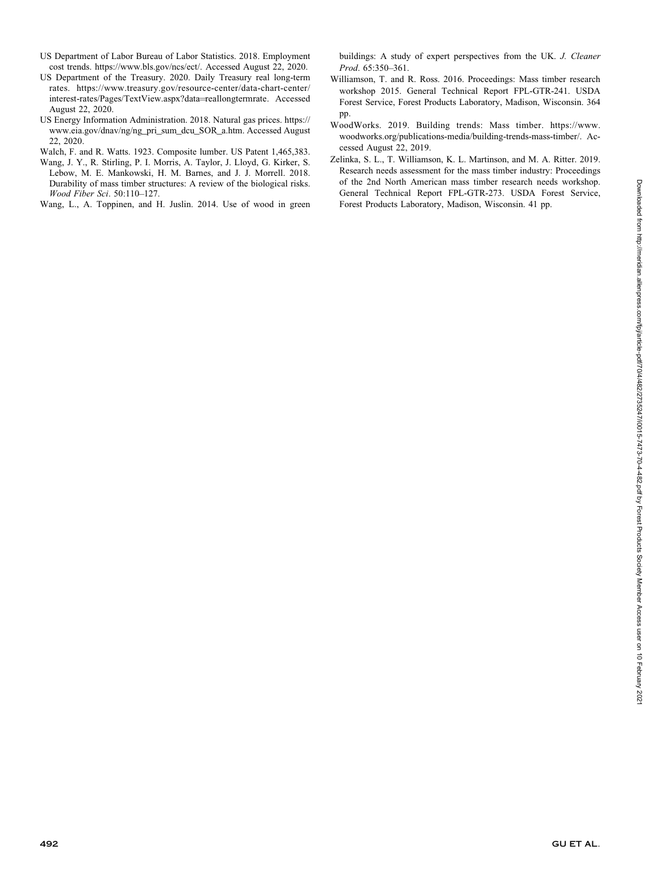US Department of Labor Bureau of Labor Statistics. 2018. Employment cost trends. https://www.bls.gov/ncs/ect/. Accessed August 22, 2020.

US Department of the Treasury. 2020. Daily Treasury real long-term rates. https://www.treasury.gov/resource-center/data-chart-center/interest-rates/Pages/TextView.aspx?data=reallongtermrate. Accessed August 22, 2020.

US Energy Information Administration. 2018. Natural gas prices. https://www.eia.gov/dnav/ng/ng_pri_sum_dcu_SOR_a.htm. Accessed August 22, 2020.

Walch, F. and R. Watts. 1923. Composite lumber. US Patent 1,465,383.

Wang, J. Y., R. Stirling, P. I. Morris, A. Taylor, J. Lloyd, G. Kirker, S. Lebow, M. E. Mankowski, H. M. Barnes, and J. J. Morrell. 2018. Durability of mass timber structures: A review of the biological risks. *Wood Fiber Sci*. 50:110–127.

Wang, L., A. Toppinen, and H. Juslin. 2014. Use of wood in green buildings: A study of expert perspectives from the UK. *J. Cleaner Prod*. 65:350–361.

Williamson, T. and R. Ross. 2016. Proceedings: Mass timber research workshop 2015. General Technical Report FPL-GTR-241. USDA Forest Service, Forest Products Laboratory, Madison, Wisconsin. 364 pp.

WoodWorks. 2019. Building trends: Mass timber. https://www.woodworks.org/publications-media/building-trends-mass-timber/. Accessed August 22, 2019.

Zelinka, S. L., T. Williamson, K. L. Martinson, and M. A. Ritter. 2019. Research needs assessment for the mass timber industry: Proceedings of the 2nd North American mass timber research needs workshop. General Technical Report FPL-GTR-273. USDA Forest Service, Forest Products Laboratory, Madison, Wisconsin. 41 pp.